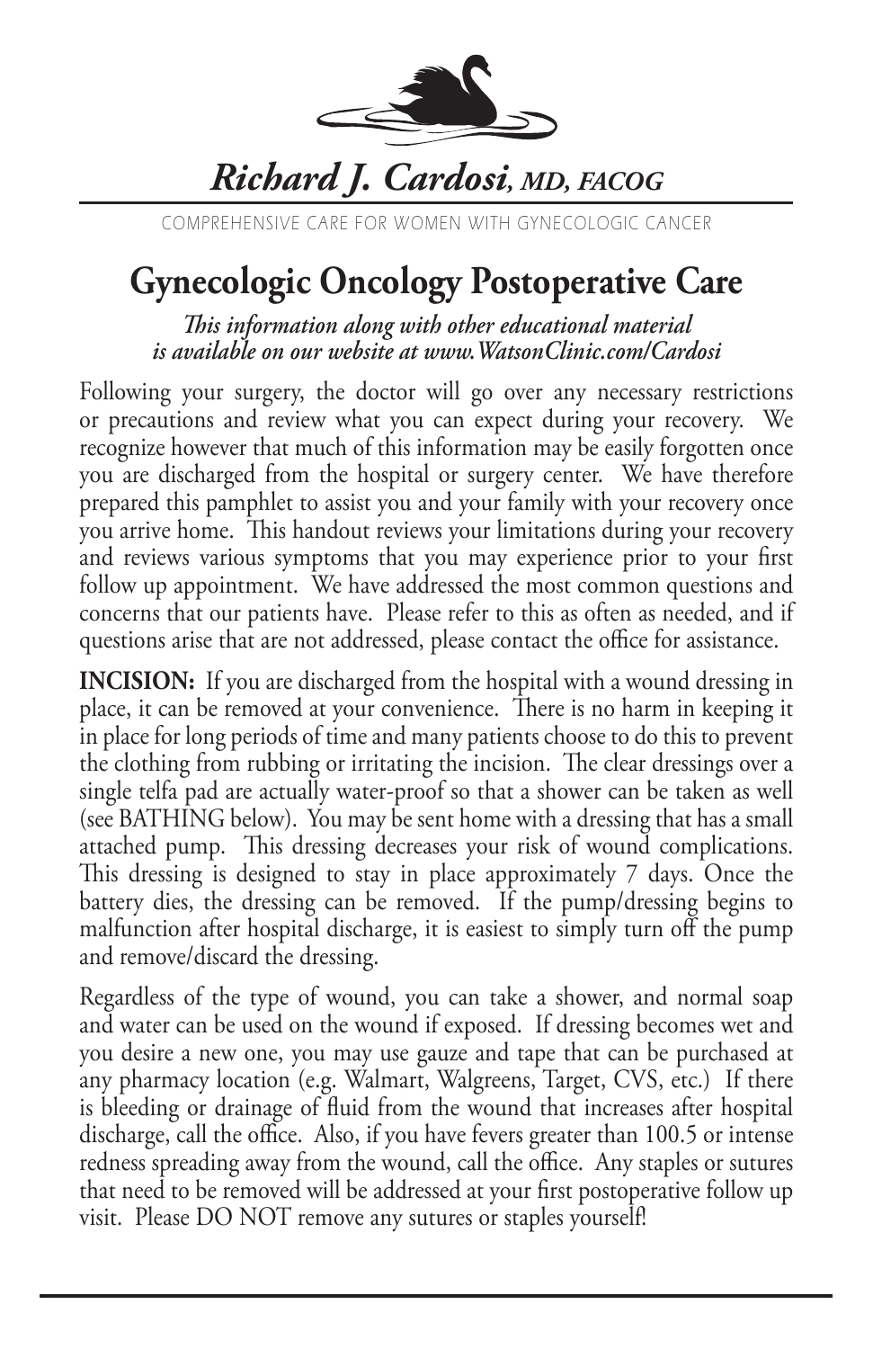# *Richard J. Cardosi, MD, FACOG*

COMPREHENSIVE CARE FOR WOMEN WITH GYNECOLOGIC CANCER

## Gynecologic Oncology Postoperative Care

*This information along with other educational material is available on our website at www.WatsonClinic.com/Cardosi*

Following your surgery, the doctor will go over any necessary restrictions or precautions and review what you can expect during your recovery. We recognize however that much of this information may be easily forgotten once you are discharged from the hospital or surgery center. We have therefore prepared this pamphlet to assist you and your family with your recovery once you arrive home. This handout reviews your limitations during your recovery and reviews various symptoms that you may experience prior to your first follow up appointment. We have addressed the most common questions and concerns that our patients have. Please refer to this as often as needed, and if questions arise that are not addressed, please contact the office for assistance.

**INCISION:** If you are discharged from the hospital with a wound dressing in place, it can be removed at your convenience. There is no harm in keeping it in place for long periods of time and many patients choose to do this to prevent the clothing from rubbing or irritating the incision. The clear dressings over a single telfa pad are actually water-proof so that a shower can be taken as well (see BATHING below). You may be sent home with a dressing that has a small attached pump. This dressing decreases your risk of wound complications. This dressing is designed to stay in place approximately 7 days. Once the battery dies, the dressing can be removed. If the pump/dressing begins to malfunction after hospital discharge, it is easiest to simply turn off the pump and remove/discard the dressing.

Regardless of the type of wound, you can take a shower, and normal soap and water can be used on the wound if exposed. If dressing becomes wet and you desire a new one, you may use gauze and tape that can be purchased at any pharmacy location (e.g. Walmart, Walgreens, Target, CVS, etc.) If there is bleeding or drainage of fluid from the wound that increases after hospital discharge, call the office. Also, if you have fevers greater than 100.5 or intense redness spreading away from the wound, call the office. Any staples or sutures that need to be removed will be addressed at your first postoperative follow up visit. Please DO NOT remove any sutures or staples yourself!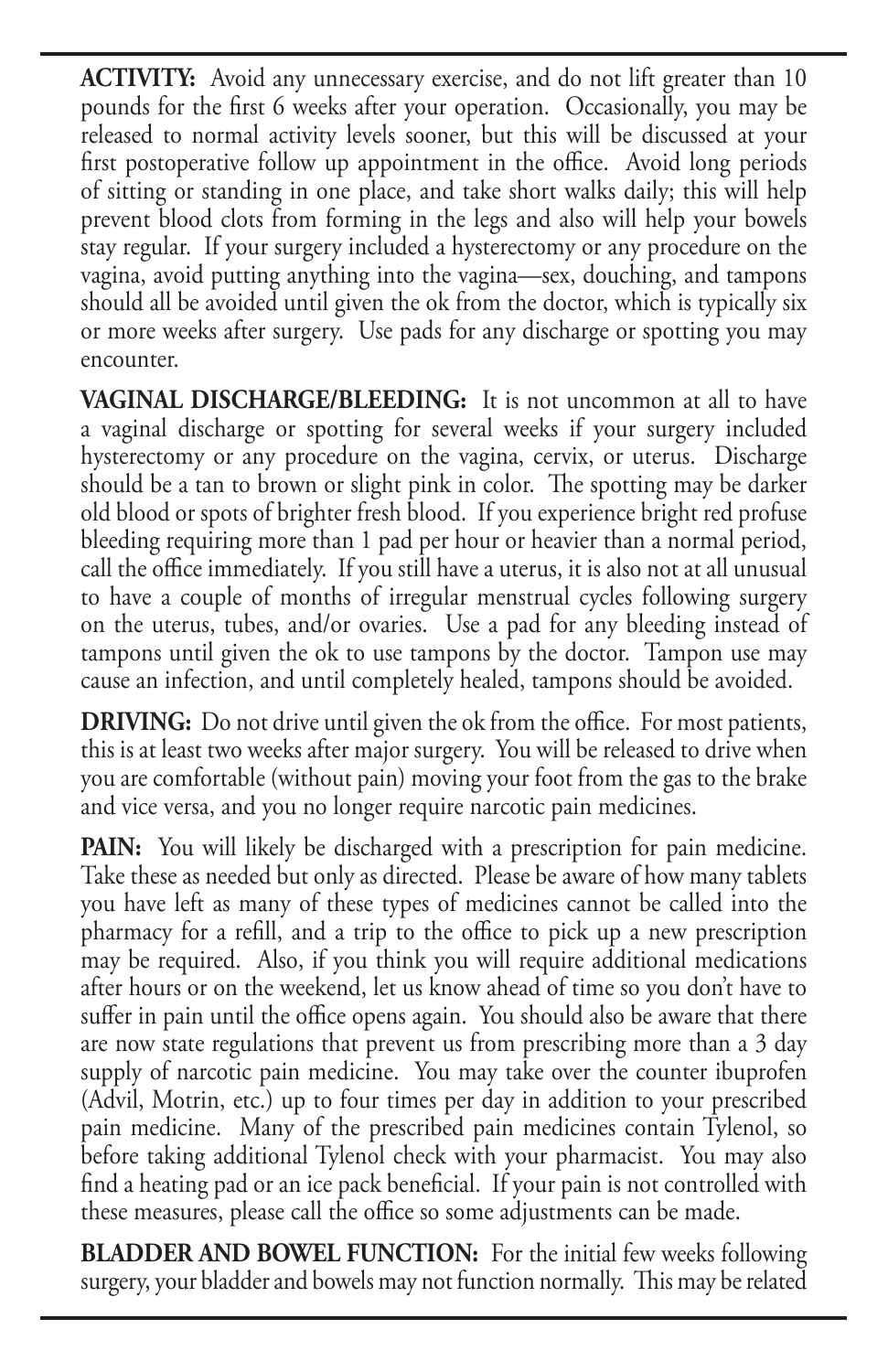**ACTIVITY:** Avoid any unnecessary exercise, and do not lift greater than 10 pounds for the first 6 weeks after your operation. Occasionally, you may be released to normal activity levels sooner, but this will be discussed at your first postoperative follow up appointment in the office. Avoid long periods of sitting or standing in one place, and take short walks daily; this will help prevent blood clots from forming in the legs and also will help your bowels stay regular. If your surgery included a hysterectomy or any procedure on the vagina, avoid putting anything into the vagina—sex, douching, and tampons should all be avoided until given the ok from the doctor, which is typically six or more weeks after surgery. Use pads for any discharge or spotting you may encounter.

**VAGINAL DISCHARGE/BLEEDING:** It is not uncommon at all to have a vaginal discharge or spotting for several weeks if your surgery included hysterectomy or any procedure on the vagina, cervix, or uterus. Discharge should be a tan to brown or slight pink in color. The spotting may be darker old blood or spots of brighter fresh blood. If you experience bright red profuse bleeding requiring more than 1 pad per hour or heavier than a normal period, call the office immediately. If you still have a uterus, it is also not at all unusual to have a couple of months of irregular menstrual cycles following surgery on the uterus, tubes, and/or ovaries. Use a pad for any bleeding instead of tampons until given the ok to use tampons by the doctor. Tampon use may cause an infection, and until completely healed, tampons should be avoided.

**DRIVING:** Do not drive until given the ok from the office. For most patients, this is at least two weeks after major surgery. You will be released to drive when you are comfortable (without pain) moving your foot from the gas to the brake and vice versa, and you no longer require narcotic pain medicines.

**PAIN:** You will likely be discharged with a prescription for pain medicine. Take these as needed but only as directed. Please be aware of how many tablets you have left as many of these types of medicines cannot be called into the pharmacy for a refill, and a trip to the office to pick up a new prescription may be required. Also, if you think you will require additional medications after hours or on the weekend, let us know ahead of time so you don't have to suffer in pain until the office opens again. You should also be aware that there are now state regulations that prevent us from prescribing more than a 3 day supply of narcotic pain medicine. You may take over the counter ibuprofen (Advil, Motrin, etc.) up to four times per day in addition to your prescribed pain medicine. Many of the prescribed pain medicines contain Tylenol, so before taking additional Tylenol check with your pharmacist. You may also find a heating pad or an ice pack beneficial. If your pain is not controlled with these measures, please call the office so some adjustments can be made.

**BLADDER AND BOWEL FUNCTION:** For the initial few weeks following surgery, your bladder and bowels may not function normally. This may be related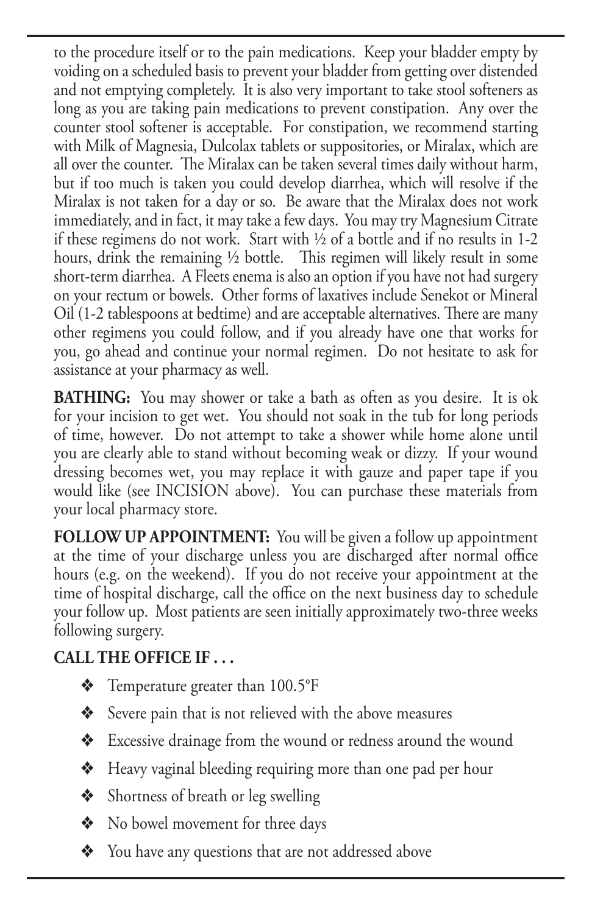to the procedure itself or to the pain medications. Keep your bladder empty by voiding on a scheduled basis to prevent your bladder from getting over distended and not emptying completely. It is also very important to take stool softeners as long as you are taking pain medications to prevent constipation. Any over the counter stool softener is acceptable. For constipation, we recommend starting with Milk of Magnesia, Dulcolax tablets or suppositories, or Miralax, which are all over the counter. The Miralax can be taken several times daily without harm, but if too much is taken you could develop diarrhea, which will resolve if the Miralax is not taken for a day or so. Be aware that the Miralax does not work immediately, and in fact, it may take a few days. You may try Magnesium Citrate if these regimens do not work. Start with ½ of a bottle and if no results in 1-2 hours, drink the remaining ½ bottle. This regimen will likely result in some short-term diarrhea. A Fleets enema is also an option if you have not had surgery on your rectum or bowels. Other forms of laxatives include Senekot or Mineral Oil (1-2 tablespoons at bedtime) and are acceptable alternatives. There are many other regimens you could follow, and if you already have one that works for you, go ahead and continue your normal regimen. Do not hesitate to ask for assistance at your pharmacy as well.

**BATHING:** You may shower or take a bath as often as you desire. It is ok for your incision to get wet. You should not soak in the tub for long periods of time, however. Do not attempt to take a shower while home alone until you are clearly able to stand without becoming weak or dizzy. If your wound dressing becomes wet, you may replace it with gauze and paper tape if you would like (see INCISION above). You can purchase these materials from your local pharmacy store.

**FOLLOW UP APPOINTMENT:** You will be given a follow up appointment at the time of your discharge unless you are discharged after normal office hours (e.g. on the weekend). If you do not receive your appointment at the time of hospital discharge, call the office on the next business day to schedule your follow up. Most patients are seen initially approximately two-three weeks following surgery.

**CALL THE OFFICE IF . . .**

- ❖ Temperature greater than 100.5°F
- ❖ Severe pain that is not relieved with the above measures
- ❖ Excessive drainage from the wound or redness around the wound
- ❖ Heavy vaginal bleeding requiring more than one pad per hour
- ❖ Shortness of breath or leg swelling
- ❖ No bowel movement for three days
- ❖ You have any questions that are not addressed above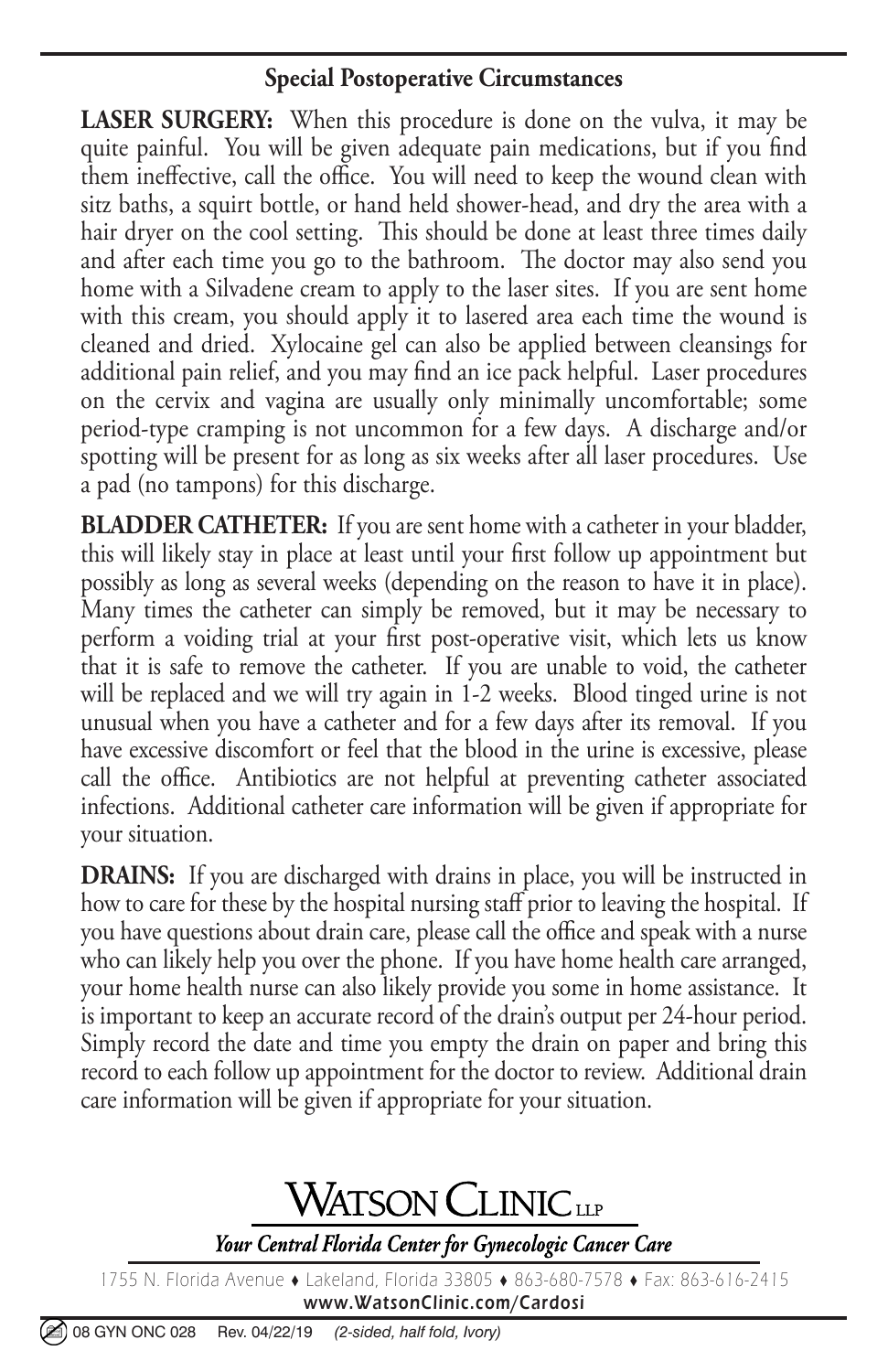## Special Postoperative Circumstances

**LASER SURGERY:** When this procedure is done on the vulva, it may be quite painful. You will be given adequate pain medications, but if you find them ineffective, call the office. You will need to keep the wound clean with sitz baths, a squirt bottle, or hand held shower-head, and dry the area with a hair dryer on the cool setting. This should be done at least three times daily and after each time you go to the bathroom. The doctor may also send you home with a Silvadene cream to apply to the laser sites. If you are sent home with this cream, you should apply it to lasered area each time the wound is cleaned and dried. Xylocaine gel can also be applied between cleansings for additional pain relief, and you may find an ice pack helpful. Laser procedures on the cervix and vagina are usually only minimally uncomfortable; some period-type cramping is not uncommon for a few days. A discharge and/or spotting will be present for as long as six weeks after all laser procedures. Use a pad (no tampons) for this discharge.

**BLADDER CATHETER:** If you are sent home with a catheter in your bladder, this will likely stay in place at least until your first follow up appointment but possibly as long as several weeks (depending on the reason to have it in place). Many times the catheter can simply be removed, but it may be necessary to perform a voiding trial at your first post-operative visit, which lets us know that it is safe to remove the catheter. If you are unable to void, the catheter will be replaced and we will try again in 1-2 weeks. Blood tinged urine is not unusual when you have a catheter and for a few days after its removal. If you have excessive discomfort or feel that the blood in the urine is excessive, please call the office. Antibiotics are not helpful at preventing catheter associated infections. Additional catheter care information will be given if appropriate for your situation.

**DRAINS:** If you are discharged with drains in place, you will be instructed in how to care for these by the hospital nursing staff prior to leaving the hospital. If you have questions about drain care, please call the office and speak with a nurse who can likely help you over the phone. If you have home health care arranged, your home health nurse can also likely provide you some in home assistance. It is important to keep an accurate record of the drain's output per 24-hour period. Simply record the date and time you empty the drain on paper and bring this record to each follow up appointment for the doctor to review. Additional drain care information will be given if appropriate for your situation.

WATSON CLINIC LLP

*Your Central Florida Center for Gynecologic Cancer Care*

1755 N. Florida Avenue ♦ Lakeland, Florida 33805 ♦ 863-680-7578 ♦ Fax: 863-616-2415

**www.WatsonClinic.com/Cardosi**

08 GYN ONC 028 Rev. 04/22/19 *(2-sided, half fold, Ivory)*